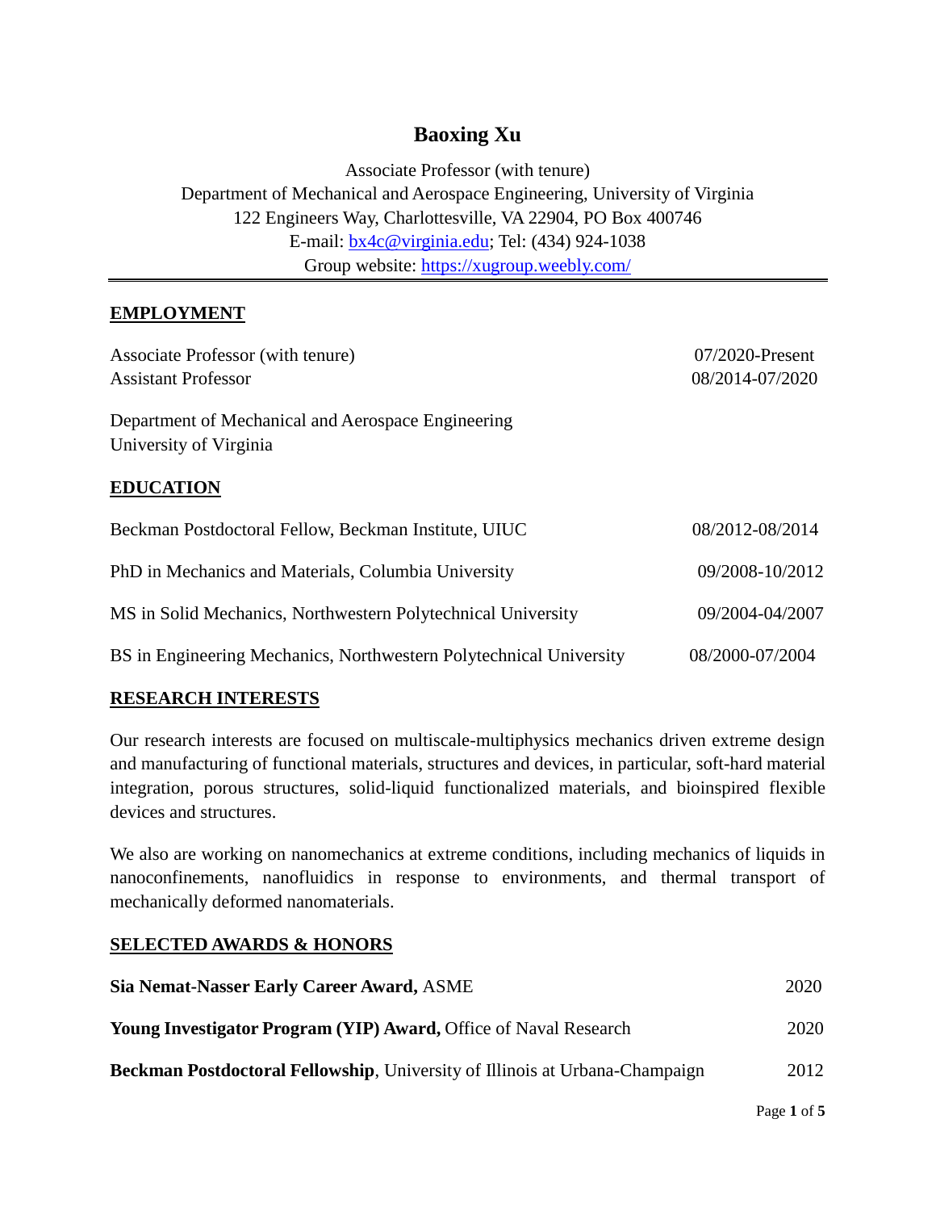# Baxing Xu

Associate Professor (with tenure)
Department of Mechanical and Aerospace Engineering, University of Virginia
122 Engineers Way, Charlottesville, VA 22904, PO Box 400746
E-mail: [bx4c@virginia.edu](mailto:bx4c@virginia.edu); Tel: (434) 924-1038
Group website: [https://xugroup.weebly.com/](https://xugroup.weebly.com/)

---

## EMPLOYMENT

| | |
|---|---|
| Associate Professor (with tenure) | 07/2020-Present |
| Assistant Professor | 08/2014-07/2020 |

Department of Mechanical and Aerospace Engineering
University of Virginia

## EDUCATION

| | |
|---|---|
| Beckman Postdoctoral Fellow, Beckman Institute, UIUC | 08/2012-08/2014 |
| PhD in Mechanics and Materials, Columbia University | 09/2008-10/2012 |
| MS in Solid Mechanics, Northwestern Polytechnical University | 09/2004-04/2007 |
| BS in Engineering Mechanics, Northwestern Polytechnical University | 08/2000-07/2004 |

## RESEARCH INTERESTS

Our research interests are focused on multiscale-multiphysics mechanics driven extreme design and manufacturing of functional materials, structures and devices, in particular, soft-hard material integration, porous structures, solid-liquid functionalized materials, and bioinspired flexible devices and structures.

We also are working on nanomechanics at extreme conditions, including mechanics of liquids in nanoconfinements, nanofluidics in response to environments, and thermal transport of mechanically deformed nanomaterials.

## SELECTED AWARDS & HONORS

| | |
|---|---|
| **Sia Nemat-Nasser Early Career Award,** ASME | 2020 |
| **Young Investigator Program (YIP) Award,** Office of Naval Research | 2020 |
| **Beckman Postdoctoral Fellowship**, University of Illinois at Urbana-Champaign | 2012 |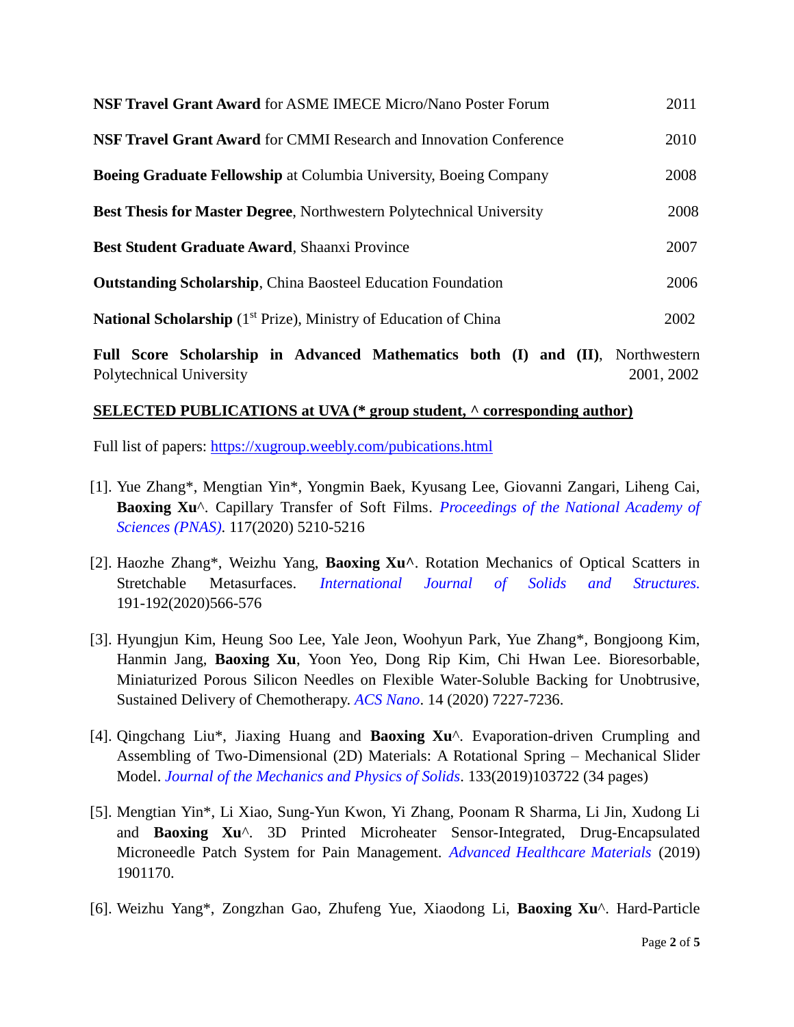**NSF Travel Grant Award** for ASME IMECE Micro/Nano Poster Forum 2011

**NSF Travel Grant Award** for CMMI Research and Innovation Conference 2010

**Boeing Graduate Fellowship** at Columbia University, Boeing Company 2008

**Best Thesis for Master Degree**, Northwestern Polytechnical University 2008

**Best Student Graduate Award**, Shaanxi Province 2007

**Outstanding Scholarship**, China Baosteel Education Foundation 2006

**National Scholarship** (1st Prize), Ministry of Education of China 2002

**Full Score Scholarship in Advanced Mathematics both (I) and (II)**, Northwestern Polytechnical University 2001, 2002

## SELECTED PUBLICATIONS at UVA (* group student, ^ corresponding author)

Full list of papers: https://xugroup.weebly.com/pubications.html

[1]. Yue Zhang*, Mengtian Yin*, Yongmin Baek, Kyusang Lee, Giovanni Zangari, Liheng Cai, **Baoxing Xu**^. Capillary Transfer of Soft Films. *Proceedings of the National Academy of Sciences (PNAS)*. 117(2020) 5210-5216

[2]. Haozhe Zhang*, Weizhu Yang, **Baoxing Xu^**. Rotation Mechanics of Optical Scatters in Stretchable Metasurfaces. *International Journal of Solids and Structures.* 191-192(2020)566-576

[3]. Hyungjun Kim, Heung Soo Lee, Yale Jeon, Woohyun Park, Yue Zhang*, Bongjoong Kim, Hanmin Jang, **Baoxing Xu**, Yoon Yeo, Dong Rip Kim, Chi Hwan Lee. Bioresorbable, Miniaturized Porous Silicon Needles on Flexible Water-Soluble Backing for Unobtrusive, Sustained Delivery of Chemotherapy. *ACS Nano*. 14 (2020) 7227-7236.

[4]. Qingchang Liu*, Jiaxing Huang and **Baoxing Xu**^. Evaporation-driven Crumpling and Assembling of Two-Dimensional (2D) Materials: A Rotational Spring – Mechanical Slider Model. *Journal of the Mechanics and Physics of Solids*. 133(2019)103722 (34 pages)

[5]. Mengtian Yin*, Li Xiao, Sung-Yun Kwon, Yi Zhang, Poonam R Sharma, Li Jin, Xudong Li and **Baoxing Xu**^. 3D Printed Microheater Sensor-Integrated, Drug-Encapsulated Microneedle Patch System for Pain Management. *Advanced Healthcare Materials* (2019) 1901170.

[6]. Weizhu Yang*, Zongzhan Gao, Zhufeng Yue, Xiaodong Li, **Baoxing Xu**^. Hard-Particle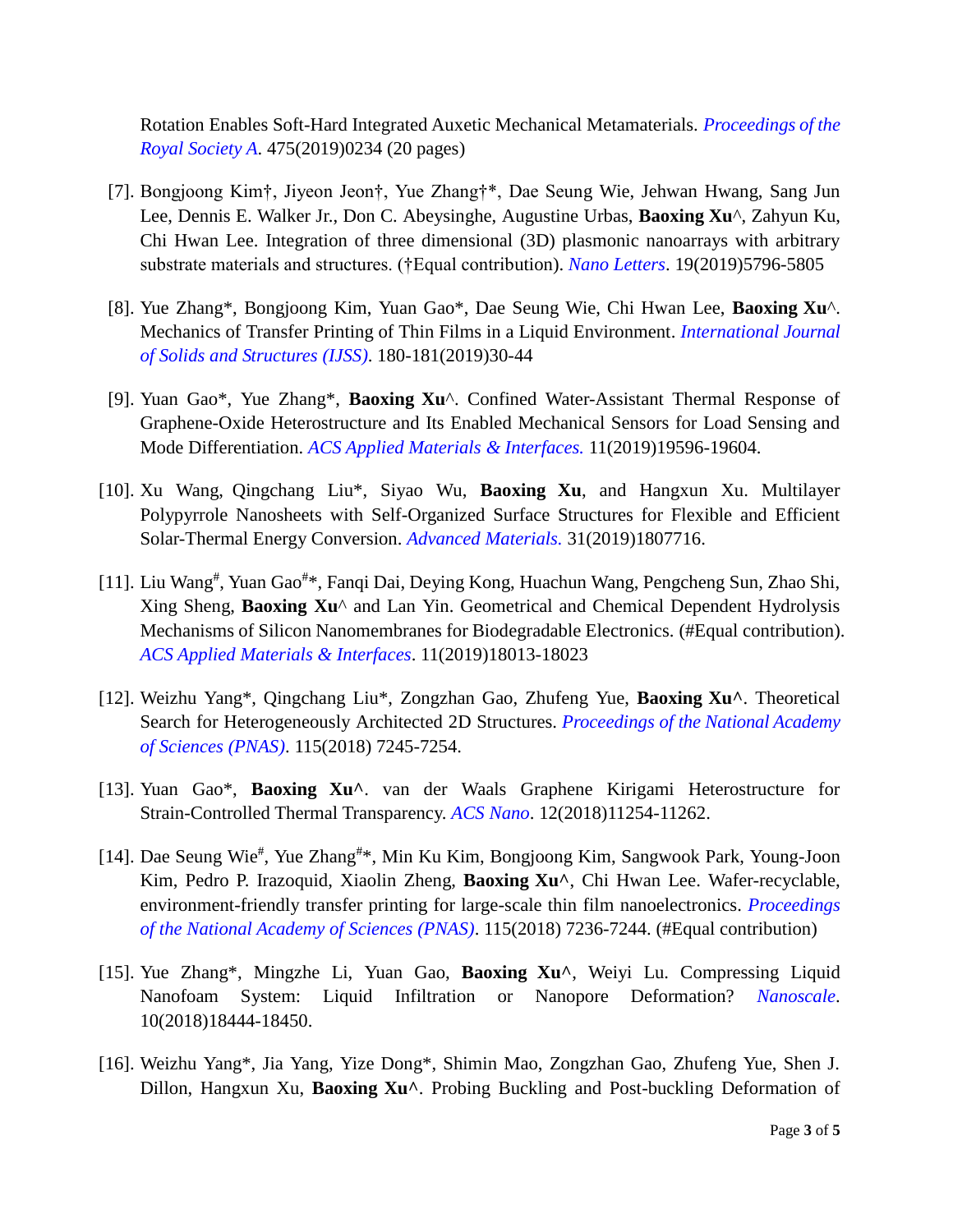Rotation Enables Soft-Hard Integrated Auxetic Mechanical Metamaterials. *Proceedings of the Royal Society A*. 475(2019)0234 (20 pages)

[7]. Bongjoong Kim†, Jiyeon Jeon†, Yue Zhang†*, Dae Seung Wie, Jehwan Hwang, Sang Jun Lee, Dennis E. Walker Jr., Don C. Abeysinghe, Augustine Urbas, **Baoxing Xu**^, Zahyun Ku, Chi Hwan Lee. Integration of three dimensional (3D) plasmonic nanoarrays with arbitrary substrate materials and structures. (†Equal contribution). *Nano Letters*. 19(2019)5796-5805

[8]. Yue Zhang*, Bongjoong Kim, Yuan Gao*, Dae Seung Wie, Chi Hwan Lee, **Baoxing Xu**^. Mechanics of Transfer Printing of Thin Films in a Liquid Environment. *International Journal of Solids and Structures (IJSS)*. 180-181(2019)30-44

[9]. Yuan Gao*, Yue Zhang*, **Baoxing Xu**^. Confined Water-Assistant Thermal Response of Graphene-Oxide Heterostructure and Its Enabled Mechanical Sensors for Load Sensing and Mode Differentiation. *ACS Applied Materials & Interfaces.* 11(2019)19596-19604.

[10]. Xu Wang, Qingchang Liu*, Siyao Wu, **Baoxing Xu**, and Hangxun Xu. Multilayer Polypyrrole Nanosheets with Self-Organized Surface Structures for Flexible and Efficient Solar-Thermal Energy Conversion. *Advanced Materials.* 31(2019)1807716.

[11]. Liu Wang#, Yuan Gao#*, Fanqi Dai, Deying Kong, Huachun Wang, Pengcheng Sun, Zhao Shi, Xing Sheng, **Baoxing Xu**^ and Lan Yin. Geometrical and Chemical Dependent Hydrolysis Mechanisms of Silicon Nanomembranes for Biodegradable Electronics. (#Equal contribution). *ACS Applied Materials & Interfaces*. 11(2019)18013-18023

[12]. Weizhu Yang*, Qingchang Liu*, Zongzhan Gao, Zhufeng Yue, **Baoxing Xu^**. Theoretical Search for Heterogeneously Architected 2D Structures. *Proceedings of the National Academy of Sciences (PNAS)*. 115(2018) 7245-7254.

[13]. Yuan Gao*, **Baoxing Xu^**. van der Waals Graphene Kirigami Heterostructure for Strain-Controlled Thermal Transparency. *ACS Nano*. 12(2018)11254-11262.

[14]. Dae Seung Wie#, Yue Zhang#*, Min Ku Kim, Bongjoong Kim, Sangwook Park, Young-Joon Kim, Pedro P. Irazoquid, Xiaolin Zheng, **Baoxing Xu^**, Chi Hwan Lee. Wafer-recyclable, environment-friendly transfer printing for large-scale thin film nanoelectronics. *Proceedings of the National Academy of Sciences (PNAS)*. 115(2018) 7236-7244. (#Equal contribution)

[15]. Yue Zhang*, Mingzhe Li, Yuan Gao, **Baoxing Xu^**, Weiyi Lu. Compressing Liquid Nanofoam System: Liquid Infiltration or Nanopore Deformation? *Nanoscale*. 10(2018)18444-18450.

[16]. Weizhu Yang*, Jia Yang, Yize Dong*, Shimin Mao, Zongzhan Gao, Zhufeng Yue, Shen J. Dillon, Hangxun Xu, **Baoxing Xu^**. Probing Buckling and Post-buckling Deformation of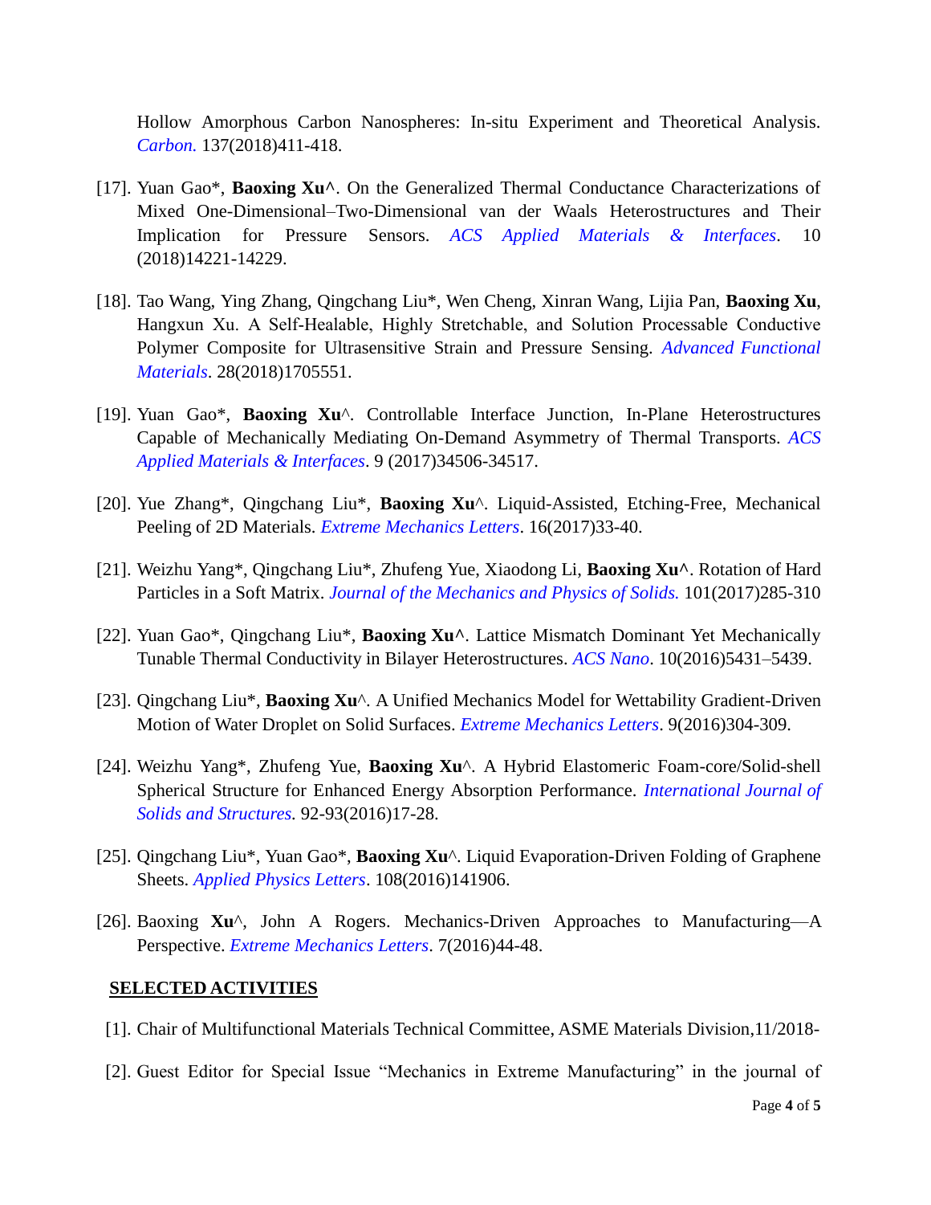Hollow Amorphous Carbon Nanospheres: In-situ Experiment and Theoretical Analysis. *Carbon.* 137(2018)411-418.

[17]. Yuan Gao*, **Baoxing Xu^**. On the Generalized Thermal Conductance Characterizations of Mixed One-Dimensional–Two-Dimensional van der Waals Heterostructures and Their Implication for Pressure Sensors. *ACS Applied Materials & Interfaces*. 10 (2018)14221-14229.

[18]. Tao Wang, Ying Zhang, Qingchang Liu*, Wen Cheng, Xinran Wang, Lijia Pan, **Baoxing Xu**, Hangxun Xu. A Self-Healable, Highly Stretchable, and Solution Processable Conductive Polymer Composite for Ultrasensitive Strain and Pressure Sensing. *Advanced Functional Materials*. 28(2018)1705551.

[19]. Yuan Gao*, **Baoxing Xu**^. Controllable Interface Junction, In-Plane Heterostructures Capable of Mechanically Mediating On-Demand Asymmetry of Thermal Transports. *ACS Applied Materials & Interfaces*. 9 (2017)34506-34517.

[20]. Yue Zhang*, Qingchang Liu*, **Baoxing Xu**^. Liquid-Assisted, Etching-Free, Mechanical Peeling of 2D Materials. *Extreme Mechanics Letters*. 16(2017)33-40.

[21]. Weizhu Yang*, Qingchang Liu*, Zhufeng Yue, Xiaodong Li, **Baoxing Xu^**. Rotation of Hard Particles in a Soft Matrix. *Journal of the Mechanics and Physics of Solids.* 101(2017)285-310

[22]. Yuan Gao*, Qingchang Liu*, **Baoxing Xu^**. Lattice Mismatch Dominant Yet Mechanically Tunable Thermal Conductivity in Bilayer Heterostructures. *ACS Nano*. 10(2016)5431–5439.

[23]. Qingchang Liu*, **Baoxing Xu**^. A Unified Mechanics Model for Wettability Gradient-Driven Motion of Water Droplet on Solid Surfaces. *Extreme Mechanics Letters*. 9(2016)304-309.

[24]. Weizhu Yang*, Zhufeng Yue, **Baoxing Xu**^. A Hybrid Elastomeric Foam-core/Solid-shell Spherical Structure for Enhanced Energy Absorption Performance. *International Journal of Solids and Structures.* 92-93(2016)17-28.

[25]. Qingchang Liu*, Yuan Gao*, **Baoxing Xu**^. Liquid Evaporation-Driven Folding of Graphene Sheets. *Applied Physics Letters*. 108(2016)141906.

[26]. Baoxing **Xu**^, John A Rogers. Mechanics-Driven Approaches to Manufacturing—A Perspective. *Extreme Mechanics Letters*. 7(2016)44-48.

## SELECTED ACTIVITIES

[1]. Chair of Multifunctional Materials Technical Committee, ASME Materials Division,11/2018-

[2]. Guest Editor for Special Issue "Mechanics in Extreme Manufacturing" in the journal of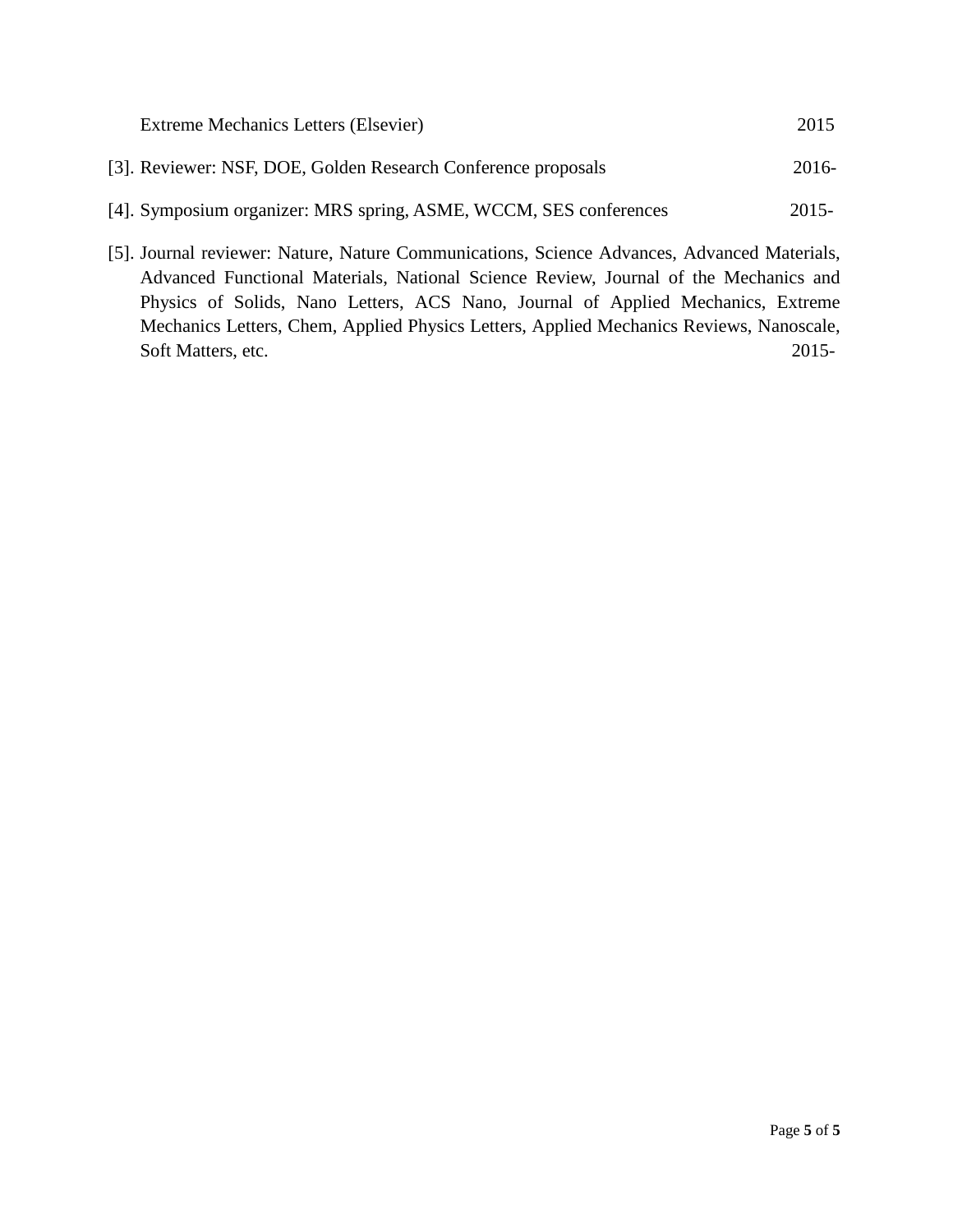Extreme Mechanics Letters (Elsevier) 2015

[3]. Reviewer: NSF, DOE, Golden Research Conference proposals 2016-

[4]. Symposium organizer: MRS spring, ASME, WCCM, SES conferences 2015-

[5]. Journal reviewer: Nature, Nature Communications, Science Advances, Advanced Materials, Advanced Functional Materials, National Science Review, Journal of the Mechanics and Physics of Solids, Nano Letters, ACS Nano, Journal of Applied Mechanics, Extreme Mechanics Letters, Chem, Applied Physics Letters, Applied Mechanics Reviews, Nanoscale, Soft Matters, etc. 2015-